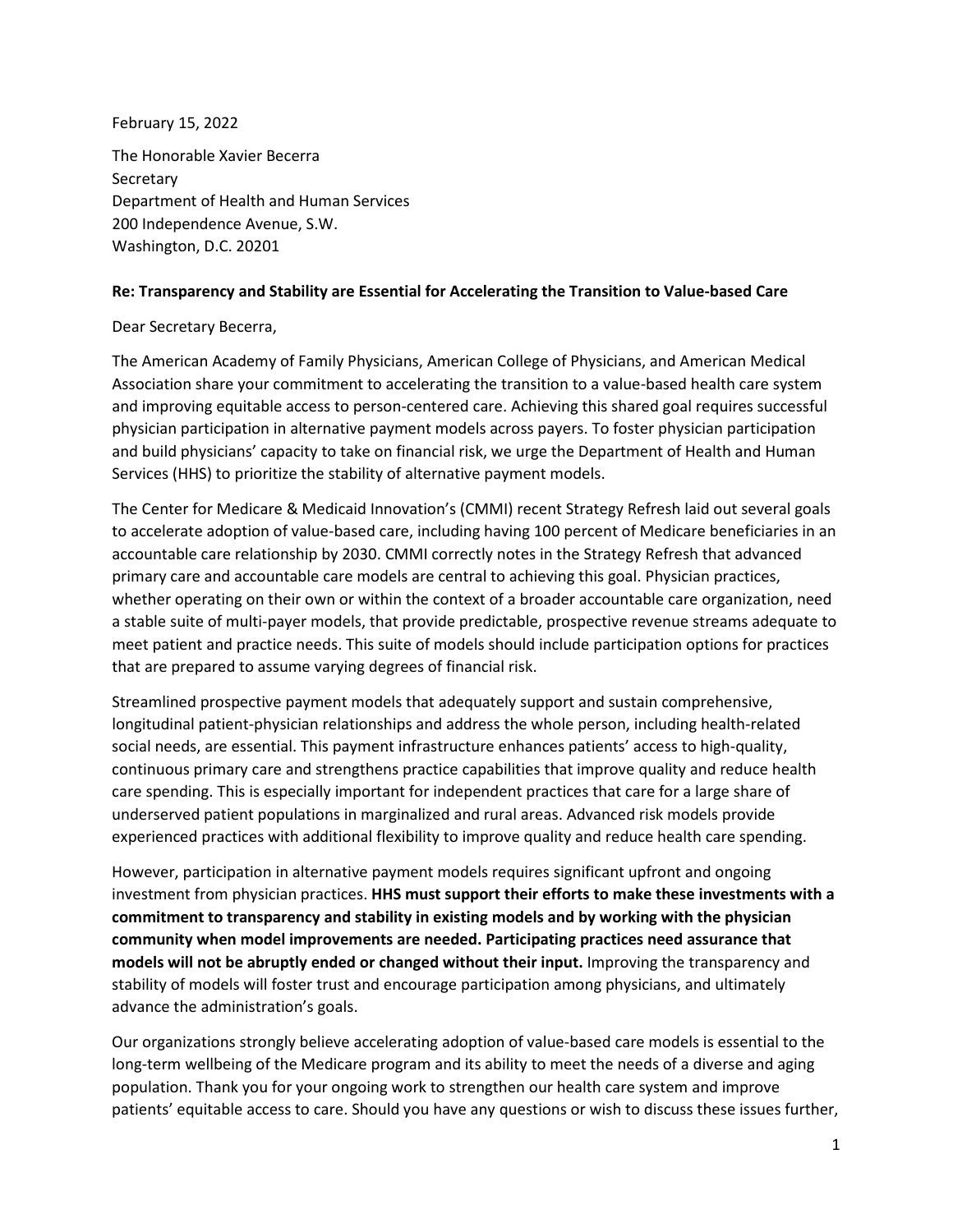February 15, 2022

The Honorable Xavier Becerra
Secretary
Department of Health and Human Services
200 Independence Avenue, S.W.
Washington, D.C. 20201

**Re: Transparency and Stability are Essential for Accelerating the Transition to Value-based Care**

Dear Secretary Becerra,

The American Academy of Family Physicians, American College of Physicians, and American Medical Association share your commitment to accelerating the transition to a value-based health care system and improving equitable access to person-centered care. Achieving this shared goal requires successful physician participation in alternative payment models across payers. To foster physician participation and build physicians' capacity to take on financial risk, we urge the Department of Health and Human Services (HHS) to prioritize the stability of alternative payment models.

The Center for Medicare & Medicaid Innovation's (CMMI) recent Strategy Refresh laid out several goals to accelerate adoption of value-based care, including having 100 percent of Medicare beneficiaries in an accountable care relationship by 2030. CMMI correctly notes in the Strategy Refresh that advanced primary care and accountable care models are central to achieving this goal. Physician practices, whether operating on their own or within the context of a broader accountable care organization, need a stable suite of multi-payer models, that provide predictable, prospective revenue streams adequate to meet patient and practice needs. This suite of models should include participation options for practices that are prepared to assume varying degrees of financial risk.

Streamlined prospective payment models that adequately support and sustain comprehensive, longitudinal patient-physician relationships and address the whole person, including health-related social needs, are essential. This payment infrastructure enhances patients' access to high-quality, continuous primary care and strengthens practice capabilities that improve quality and reduce health care spending. This is especially important for independent practices that care for a large share of underserved patient populations in marginalized and rural areas. Advanced risk models provide experienced practices with additional flexibility to improve quality and reduce health care spending.

However, participation in alternative payment models requires significant upfront and ongoing investment from physician practices. **HHS must support their efforts to make these investments with a commitment to transparency and stability in existing models and by working with the physician community when model improvements are needed. Participating practices need assurance that models will not be abruptly ended or changed without their input.** Improving the transparency and stability of models will foster trust and encourage participation among physicians, and ultimately advance the administration's goals.

Our organizations strongly believe accelerating adoption of value-based care models is essential to the long-term wellbeing of the Medicare program and its ability to meet the needs of a diverse and aging population. Thank you for your ongoing work to strengthen our health care system and improve patients' equitable access to care. Should you have any questions or wish to discuss these issues further,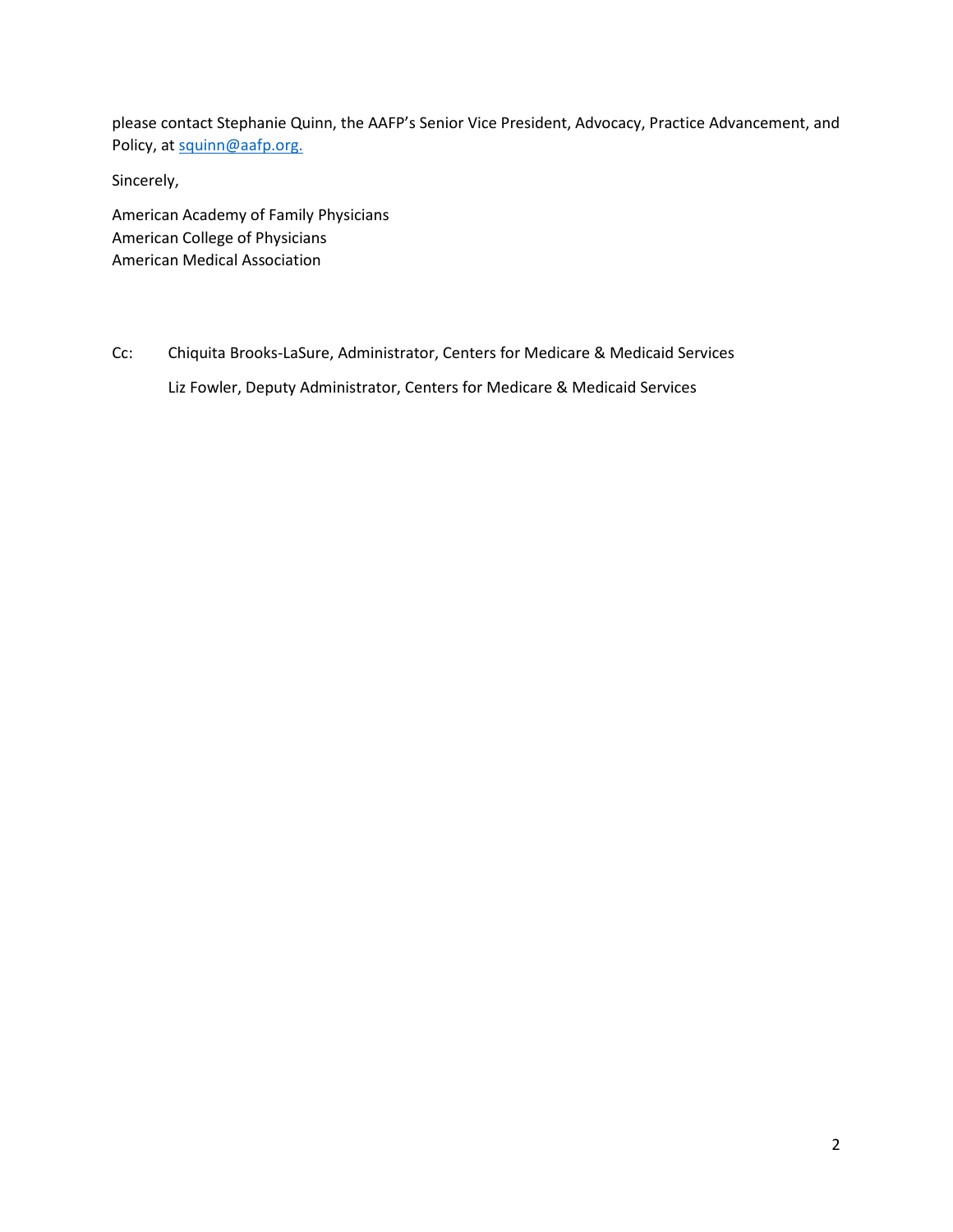please contact Stephanie Quinn, the AAFP's Senior Vice President, Advocacy, Practice Advancement, and Policy, at squinn@aafp.org.

Sincerely,

American Academy of Family Physicians
American College of Physicians
American Medical Association

Cc: Chiquita Brooks-LaSure, Administrator, Centers for Medicare & Medicaid Services

Liz Fowler, Deputy Administrator, Centers for Medicare & Medicaid Services